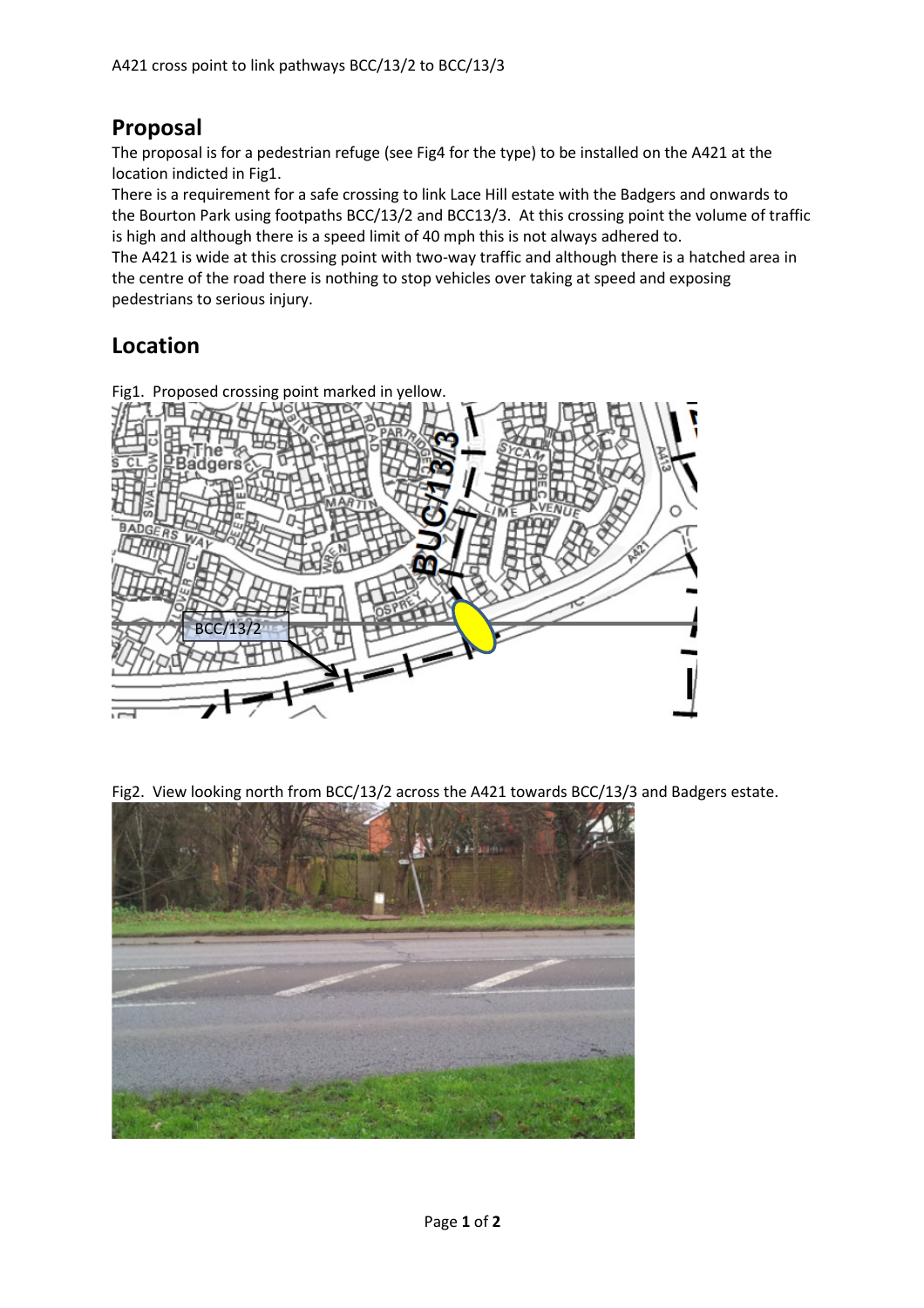A421 cross point to link pathways BCC/13/2 to BCC/13/3

## Proposal

The proposal is for a pedestrian refuge (see Fig4 for the type) to be installed on the A421 at the location indicted in Fig1.

There is a requirement for a safe crossing to link Lace Hill estate with the Badgers and onwards to the Bourton Park using footpaths BCC/13/2 and BCC13/3. At this crossing point the volume of traffic is high and although there is a speed limit of 40 mph this is not always adhered to.

The A421 is wide at this crossing point with two-way traffic and although there is a hatched area in the centre of the road there is nothing to stop vehicles over taking at speed and exposing pedestrians to serious injury.

## Location

Fig1. Proposed crossing point marked in yellow.

Fig2. View looking north from BCC/13/2 across the A421 towards BCC/13/3 and Badgers estate.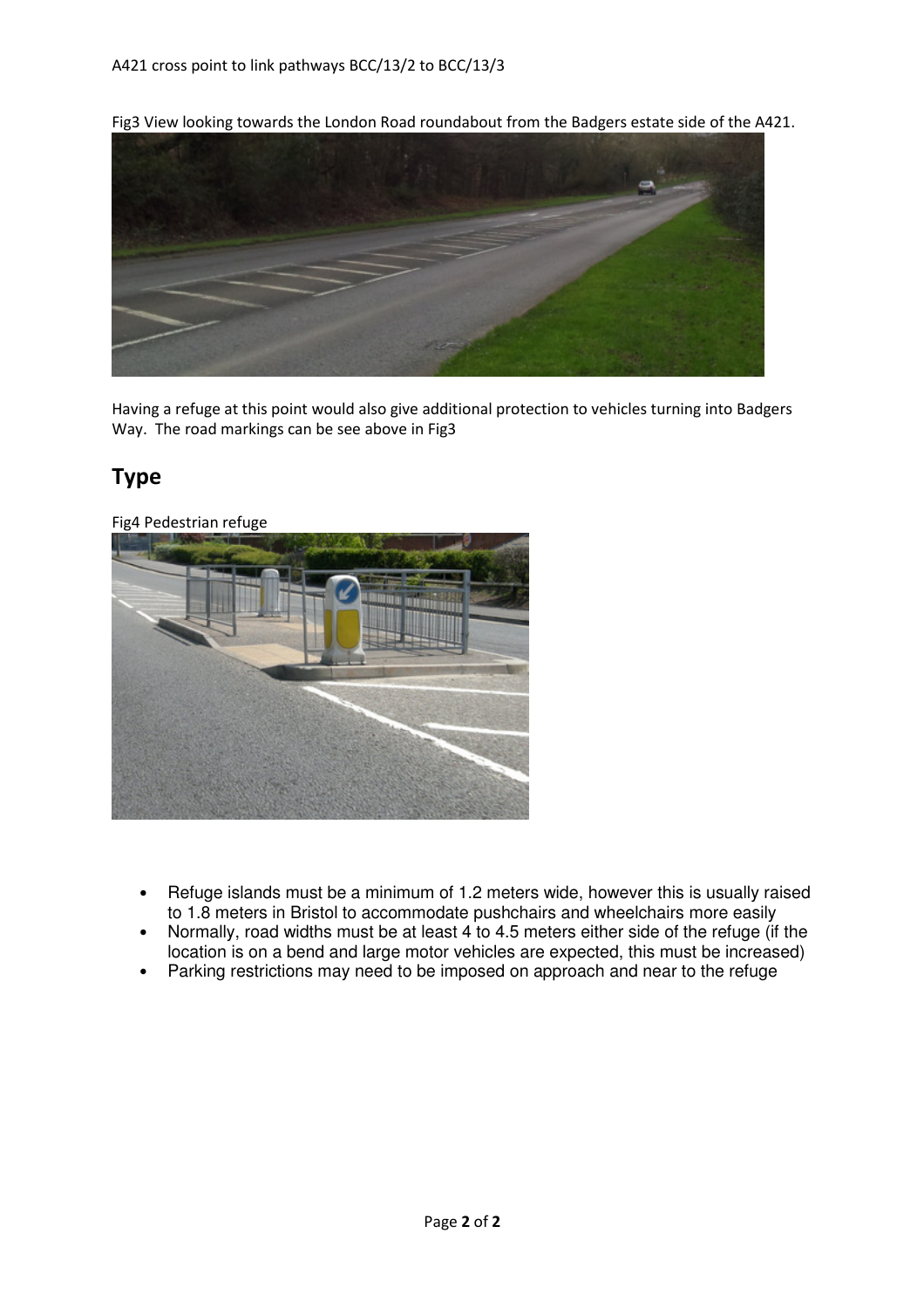Fig3 View looking towards the London Road roundabout from the Badgers estate side of the A421.

Having a refuge at this point would also give additional protection to vehicles turning into Badgers Way. The road markings can be see above in Fig3

## Type

Fig4 Pedestrian refuge

- Refuge islands must be a minimum of 1.2 meters wide, however this is usually raised to 1.8 meters in Bristol to accommodate pushchairs and wheelchairs more easily
- Normally, road widths must be at least 4 to 4.5 meters either side of the refuge (if the location is on a bend and large motor vehicles are expected, this must be increased)
- Parking restrictions may need to be imposed on approach and near to the refuge